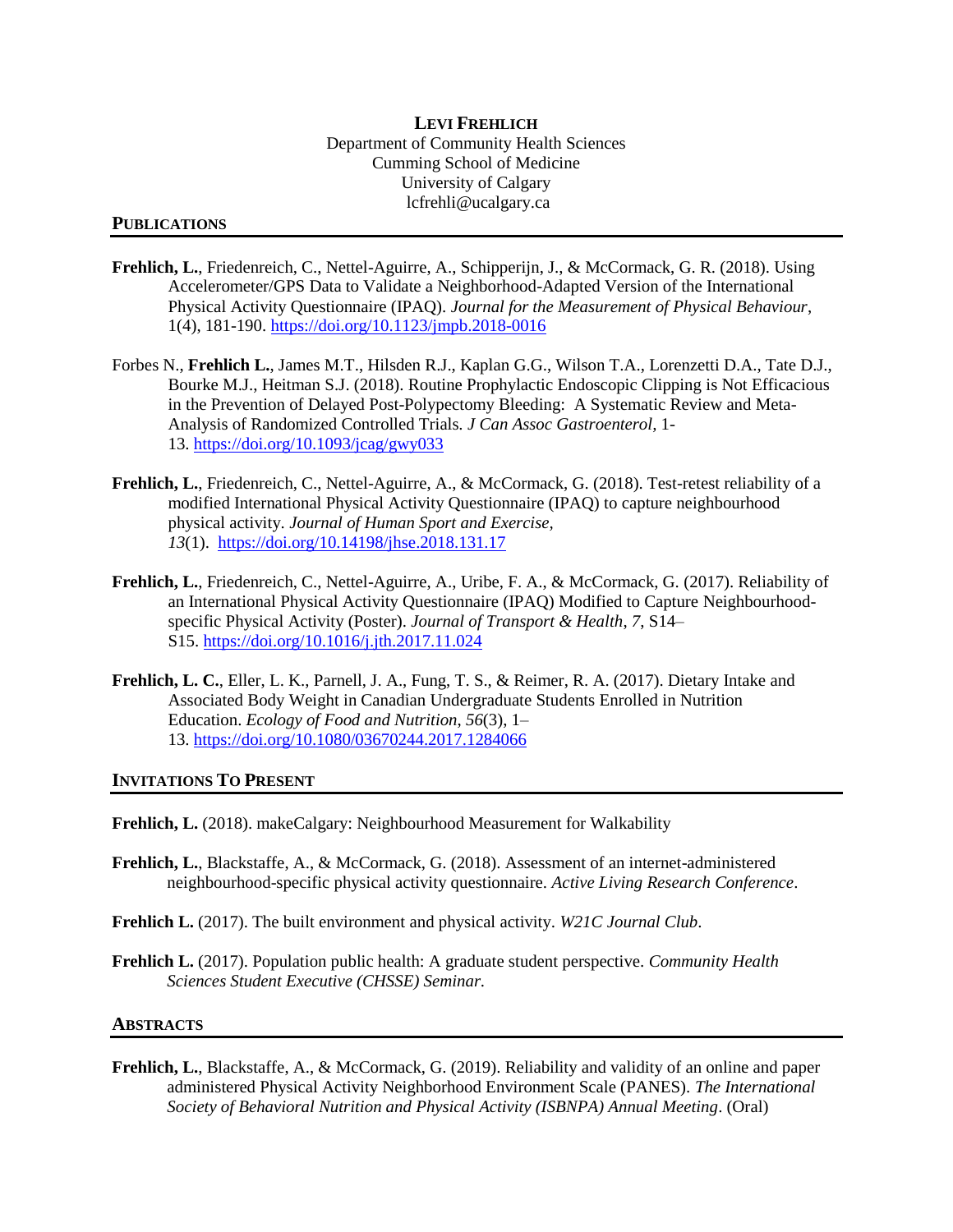# LEVI FREHLICH

Department of Community Health Sciences
Cumming School of Medicine
University of Calgary
lcfrehli@ucalgary.ca

## PUBLICATIONS

**Frehlich, L.**, Friedenreich, C., Nettel-Aguirre, A., Schipperijn, J., & McCormack, G. R. (2018). Using Accelerometer/GPS Data to Validate a Neighborhood-Adapted Version of the International Physical Activity Questionnaire (IPAQ). *Journal for the Measurement of Physical Behaviour*, 1(4), 181-190. https://doi.org/10.1123/jmpb.2018-0016

Forbes N., **Frehlich L.**, James M.T., Hilsden R.J., Kaplan G.G., Wilson T.A., Lorenzetti D.A., Tate D.J., Bourke M.J., Heitman S.J. (2018). Routine Prophylactic Endoscopic Clipping is Not Efficacious in the Prevention of Delayed Post-Polypectomy Bleeding: A Systematic Review and Meta-Analysis of Randomized Controlled Trials. *J Can Assoc Gastroenterol,* 1-13. https://doi.org/10.1093/jcag/gwy033

**Frehlich, L.**, Friedenreich, C., Nettel-Aguirre, A., & McCormack, G. (2018). Test-retest reliability of a modified International Physical Activity Questionnaire (IPAQ) to capture neighbourhood physical activity. *Journal of Human Sport and Exercise, 13*(1). https://doi.org/10.14198/jhse.2018.131.17

**Frehlich, L.**, Friedenreich, C., Nettel-Aguirre, A., Uribe, F. A., & McCormack, G. (2017). Reliability of an International Physical Activity Questionnaire (IPAQ) Modified to Capture Neighbourhood-specific Physical Activity (Poster). *Journal of Transport & Health*, *7*, S14–S15. https://doi.org/10.1016/j.jth.2017.11.024

**Frehlich, L. C.**, Eller, L. K., Parnell, J. A., Fung, T. S., & Reimer, R. A. (2017). Dietary Intake and Associated Body Weight in Canadian Undergraduate Students Enrolled in Nutrition Education. *Ecology of Food and Nutrition, 56*(3), 1–13. https://doi.org/10.1080/03670244.2017.1284066

## INVITATIONS TO PRESENT

**Frehlich, L.** (2018). makeCalgary: Neighbourhood Measurement for Walkability

**Frehlich, L.**, Blackstaffe, A., & McCormack, G. (2018). Assessment of an internet-administered neighbourhood-specific physical activity questionnaire. *Active Living Research Conference*.

**Frehlich L.** (2017). The built environment and physical activity. *W21C Journal Club*.

**Frehlich L.** (2017). Population public health: A graduate student perspective. *Community Health Sciences Student Executive (CHSSE) Seminar.*

## ABSTRACTS

**Frehlich, L.**, Blackstaffe, A., & McCormack, G. (2019). Reliability and validity of an online and paper administered Physical Activity Neighborhood Environment Scale (PANES). *The International Society of Behavioral Nutrition and Physical Activity (ISBNPA) Annual Meeting*. (Oral)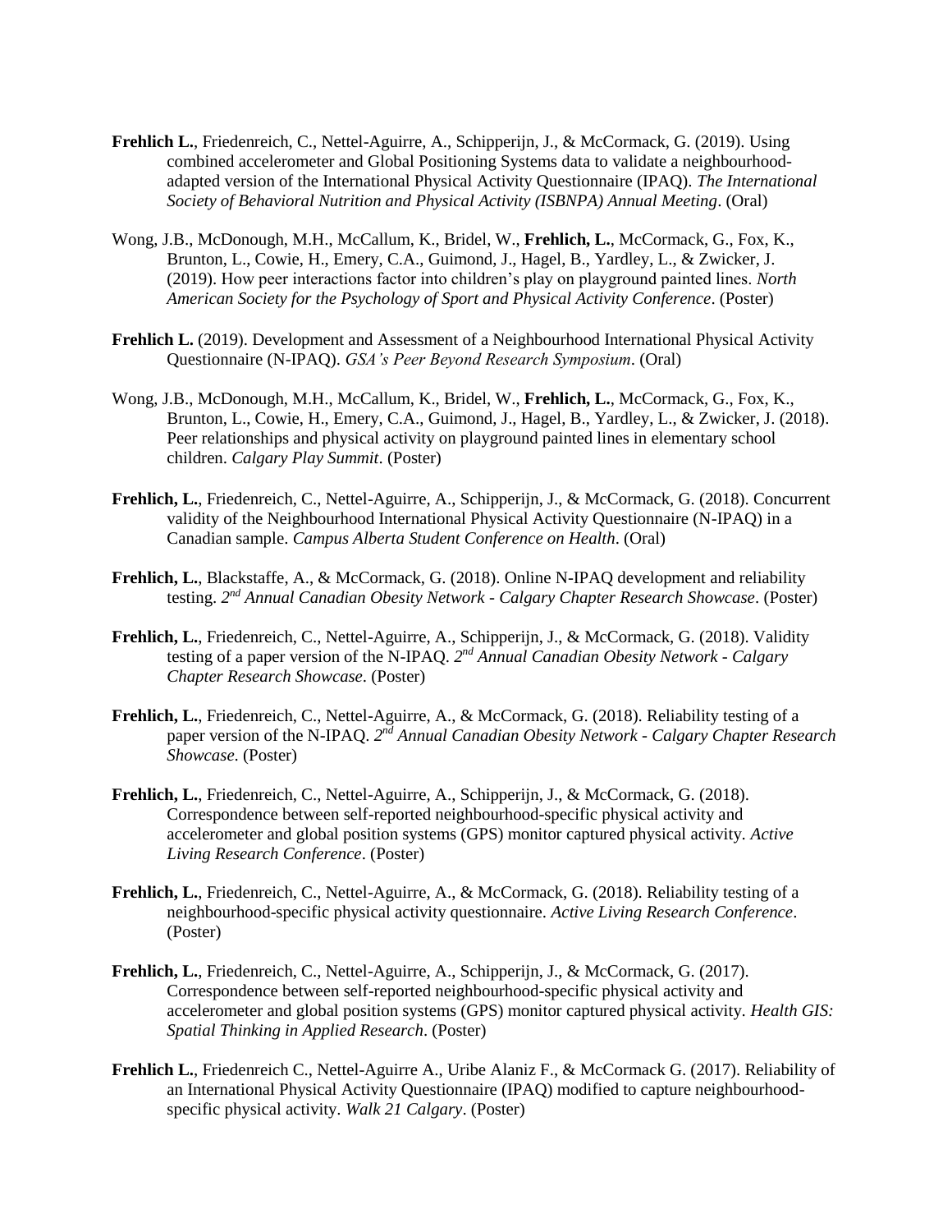**Frehlich L.**, Friedenreich, C., Nettel-Aguirre, A., Schipperijn, J., & McCormack, G. (2019). Using combined accelerometer and Global Positioning Systems data to validate a neighbourhood-adapted version of the International Physical Activity Questionnaire (IPAQ). *The International Society of Behavioral Nutrition and Physical Activity (ISBNPA) Annual Meeting*. (Oral)

Wong, J.B., McDonough, M.H., McCallum, K., Bridel, W., **Frehlich, L.**, McCormack, G., Fox, K., Brunton, L., Cowie, H., Emery, C.A., Guimond, J., Hagel, B., Yardley, L., & Zwicker, J. (2019). How peer interactions factor into children's play on playground painted lines. *North American Society for the Psychology of Sport and Physical Activity Conference*. (Poster)

**Frehlich L.** (2019). Development and Assessment of a Neighbourhood International Physical Activity Questionnaire (N-IPAQ). *GSA's Peer Beyond Research Symposium*. (Oral)

Wong, J.B., McDonough, M.H., McCallum, K., Bridel, W., **Frehlich, L.**, McCormack, G., Fox, K., Brunton, L., Cowie, H., Emery, C.A., Guimond, J., Hagel, B., Yardley, L., & Zwicker, J. (2018). Peer relationships and physical activity on playground painted lines in elementary school children. *Calgary Play Summit*. (Poster)

**Frehlich, L.**, Friedenreich, C., Nettel-Aguirre, A., Schipperijn, J., & McCormack, G. (2018). Concurrent validity of the Neighbourhood International Physical Activity Questionnaire (N-IPAQ) in a Canadian sample. *Campus Alberta Student Conference on Health*. (Oral)

**Frehlich, L.**, Blackstaffe, A., & McCormack, G. (2018). Online N-IPAQ development and reliability testing. *2nd Annual Canadian Obesity Network - Calgary Chapter Research Showcase*. (Poster)

**Frehlich, L.**, Friedenreich, C., Nettel-Aguirre, A., Schipperijn, J., & McCormack, G. (2018). Validity testing of a paper version of the N-IPAQ. *2nd Annual Canadian Obesity Network - Calgary Chapter Research Showcase*. (Poster)

**Frehlich, L.**, Friedenreich, C., Nettel-Aguirre, A., & McCormack, G. (2018). Reliability testing of a paper version of the N-IPAQ. *2nd Annual Canadian Obesity Network - Calgary Chapter Research Showcase*. (Poster)

**Frehlich, L.**, Friedenreich, C., Nettel-Aguirre, A., Schipperijn, J., & McCormack, G. (2018). Correspondence between self-reported neighbourhood-specific physical activity and accelerometer and global position systems (GPS) monitor captured physical activity. *Active Living Research Conference*. (Poster)

**Frehlich, L.**, Friedenreich, C., Nettel-Aguirre, A., & McCormack, G. (2018). Reliability testing of a neighbourhood-specific physical activity questionnaire. *Active Living Research Conference*. (Poster)

**Frehlich, L.**, Friedenreich, C., Nettel-Aguirre, A., Schipperijn, J., & McCormack, G. (2017). Correspondence between self-reported neighbourhood-specific physical activity and accelerometer and global position systems (GPS) monitor captured physical activity. *Health GIS: Spatial Thinking in Applied Research*. (Poster)

**Frehlich L.**, Friedenreich C., Nettel-Aguirre A., Uribe Alaniz F., & McCormack G. (2017). Reliability of an International Physical Activity Questionnaire (IPAQ) modified to capture neighbourhood-specific physical activity. *Walk 21 Calgary*. (Poster)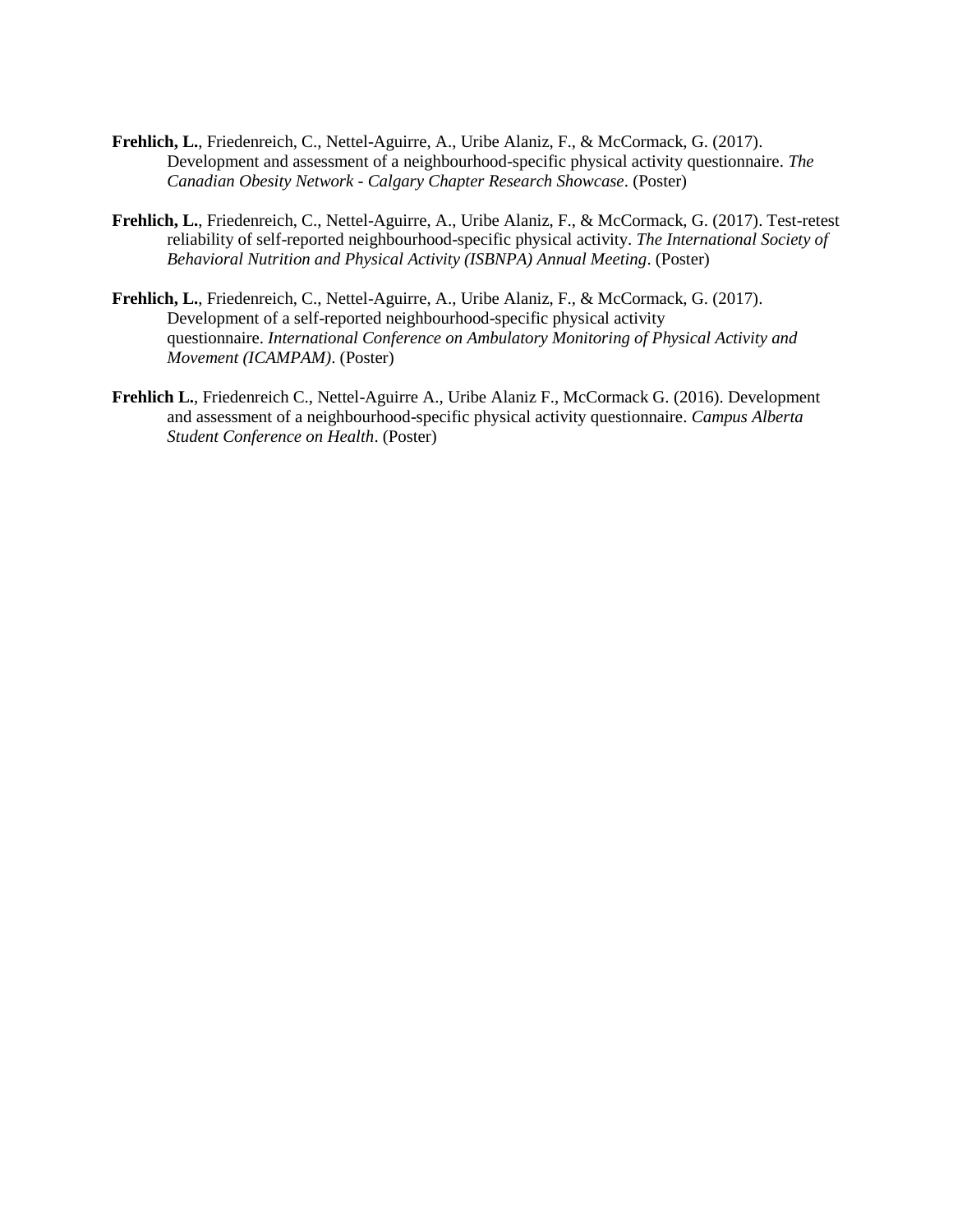**Frehlich, L.**, Friedenreich, C., Nettel-Aguirre, A., Uribe Alaniz, F., & McCormack, G. (2017). Development and assessment of a neighbourhood-specific physical activity questionnaire. *The Canadian Obesity Network - Calgary Chapter Research Showcase*. (Poster)

**Frehlich, L.**, Friedenreich, C., Nettel-Aguirre, A., Uribe Alaniz, F., & McCormack, G. (2017). Test-retest reliability of self-reported neighbourhood-specific physical activity. *The International Society of Behavioral Nutrition and Physical Activity (ISBNPA) Annual Meeting*. (Poster)

**Frehlich, L.**, Friedenreich, C., Nettel-Aguirre, A., Uribe Alaniz, F., & McCormack, G. (2017). Development of a self-reported neighbourhood-specific physical activity questionnaire. *International Conference on Ambulatory Monitoring of Physical Activity and Movement (ICAMPAM)*. (Poster)

**Frehlich L.**, Friedenreich C., Nettel-Aguirre A., Uribe Alaniz F., McCormack G. (2016). Development and assessment of a neighbourhood-specific physical activity questionnaire. *Campus Alberta Student Conference on Health*. (Poster)